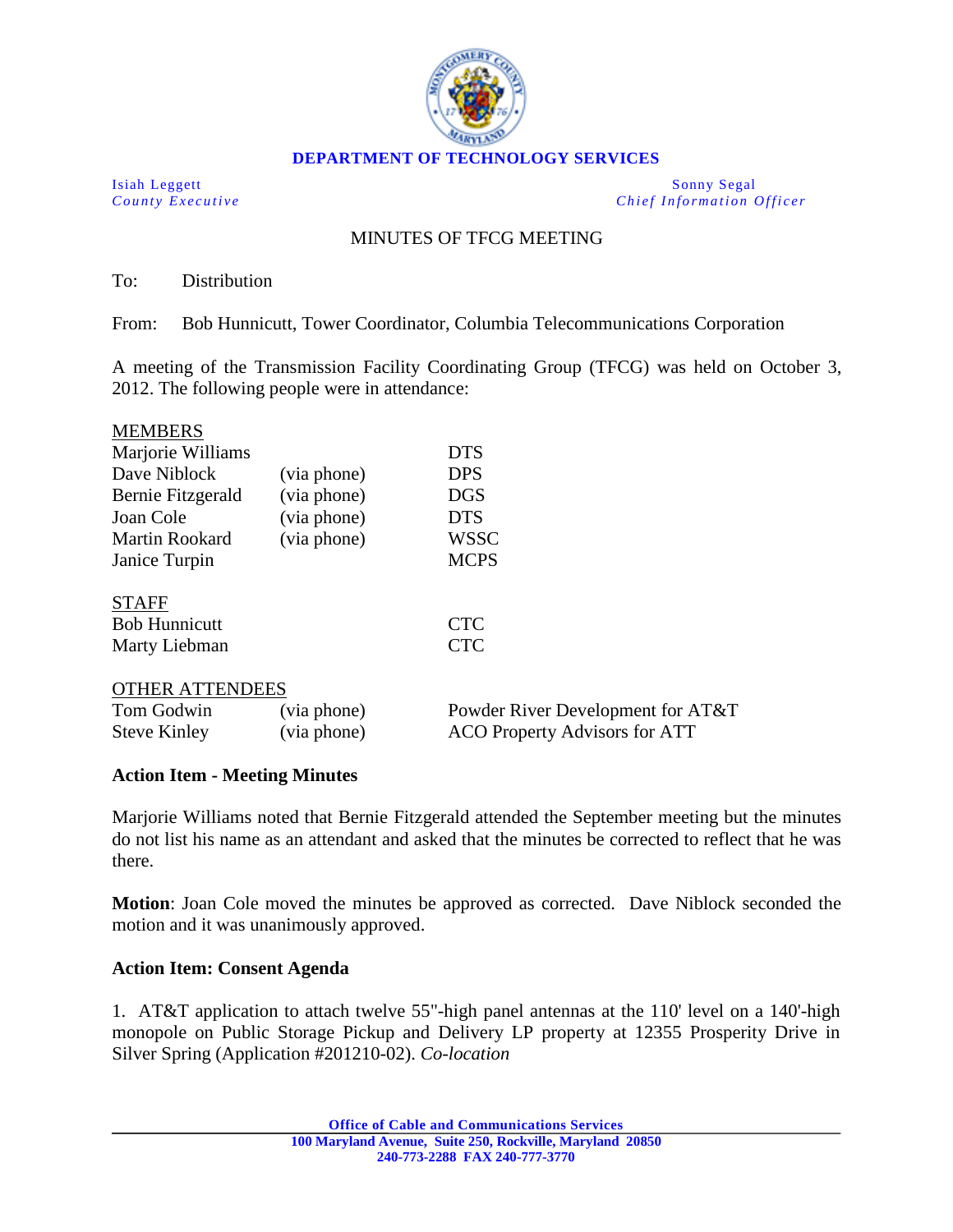**DEPARTMENT OF TECHNOLOGY SERVICES**

| | |
|---|---|
| Isiah Leggett<br>*County Executive* | Sonny Segal<br>*Chief Information Officer* |

MINUTES OF TFCG MEETING

To: Distribution

From: Bob Hunnicutt, Tower Coordinator, Columbia Telecommunications Corporation

A meeting of the Transmission Facility Coordinating Group (TFCG) was held on October 3, 2012. The following people were in attendance:

MEMBERS

| | | |
|---|---|---|
| Marjorie Williams | | DTS |
| Dave Niblock | (via phone) | DPS |
| Bernie Fitzgerald | (via phone) | DGS |
| Joan Cole | (via phone) | DTS |
| Martin Rookard | (via phone) | WSSC |
| Janice Turpin | | MCPS |

STAFF

| | |
|---|---|
| Bob Hunnicutt | CTC |
| Marty Liebman | CTC |

OTHER ATTENDEES

| | | |
|---|---|---|
| Tom Godwin | (via phone) | Powder River Development for AT&T |
| Steve Kinley | (via phone) | ACO Property Advisors for ATT |

**Action Item - Meeting Minutes**

Marjorie Williams noted that Bernie Fitzgerald attended the September meeting but the minutes do not list his name as an attendant and asked that the minutes be corrected to reflect that he was there.

**Motion**: Joan Cole moved the minutes be approved as corrected. Dave Niblock seconded the motion and it was unanimously approved.

**Action Item: Consent Agenda**

1. AT&T application to attach twelve 55"-high panel antennas at the 110' level on a 140'-high monopole on Public Storage Pickup and Delivery LP property at 12355 Prosperity Drive in Silver Spring (Application #201210-02). *Co-location*

Office of Cable and Communications Services
100 Maryland Avenue, Suite 250, Rockville, Maryland 20850
240-773-2288 FAX 240-777-3770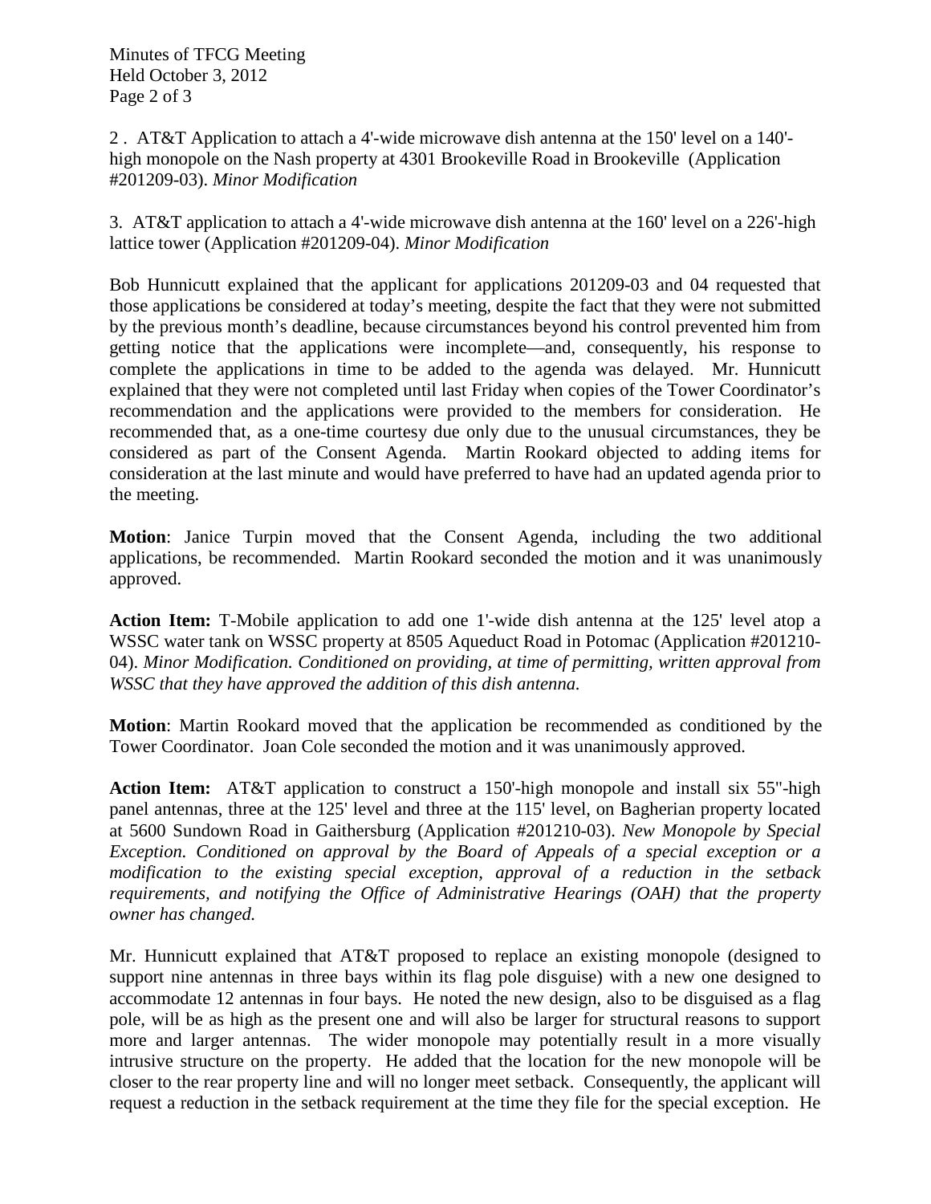2 . AT&T Application to attach a 4'-wide microwave dish antenna at the 150' level on a 140'-high monopole on the Nash property at 4301 Brookeville Road in Brookeville (Application #201209-03). *Minor Modification*

3. AT&T application to attach a 4'-wide microwave dish antenna at the 160' level on a 226'-high lattice tower (Application #201209-04). *Minor Modification*

Bob Hunnicutt explained that the applicant for applications 201209-03 and 04 requested that those applications be considered at today's meeting, despite the fact that they were not submitted by the previous month's deadline, because circumstances beyond his control prevented him from getting notice that the applications were incomplete—and, consequently, his response to complete the applications in time to be added to the agenda was delayed. Mr. Hunnicutt explained that they were not completed until last Friday when copies of the Tower Coordinator's recommendation and the applications were provided to the members for consideration. He recommended that, as a one-time courtesy due only due to the unusual circumstances, they be considered as part of the Consent Agenda. Martin Rookard objected to adding items for consideration at the last minute and would have preferred to have had an updated agenda prior to the meeting.

**Motion**: Janice Turpin moved that the Consent Agenda, including the two additional applications, be recommended. Martin Rookard seconded the motion and it was unanimously approved.

**Action Item:** T-Mobile application to add one 1'-wide dish antenna at the 125' level atop a WSSC water tank on WSSC property at 8505 Aqueduct Road in Potomac (Application #201210-04). *Minor Modification. Conditioned on providing, at time of permitting, written approval from WSSC that they have approved the addition of this dish antenna.*

**Motion**: Martin Rookard moved that the application be recommended as conditioned by the Tower Coordinator. Joan Cole seconded the motion and it was unanimously approved.

**Action Item:** AT&T application to construct a 150'-high monopole and install six 55"-high panel antennas, three at the 125' level and three at the 115' level, on Bagherian property located at 5600 Sundown Road in Gaithersburg (Application #201210-03). *New Monopole by Special Exception. Conditioned on approval by the Board of Appeals of a special exception or a modification to the existing special exception, approval of a reduction in the setback requirements, and notifying the Office of Administrative Hearings (OAH) that the property owner has changed.*

Mr. Hunnicutt explained that AT&T proposed to replace an existing monopole (designed to support nine antennas in three bays within its flag pole disguise) with a new one designed to accommodate 12 antennas in four bays. He noted the new design, also to be disguised as a flag pole, will be as high as the present one and will also be larger for structural reasons to support more and larger antennas. The wider monopole may potentially result in a more visually intrusive structure on the property. He added that the location for the new monopole will be closer to the rear property line and will no longer meet setback. Consequently, the applicant will request a reduction in the setback requirement at the time they file for the special exception. He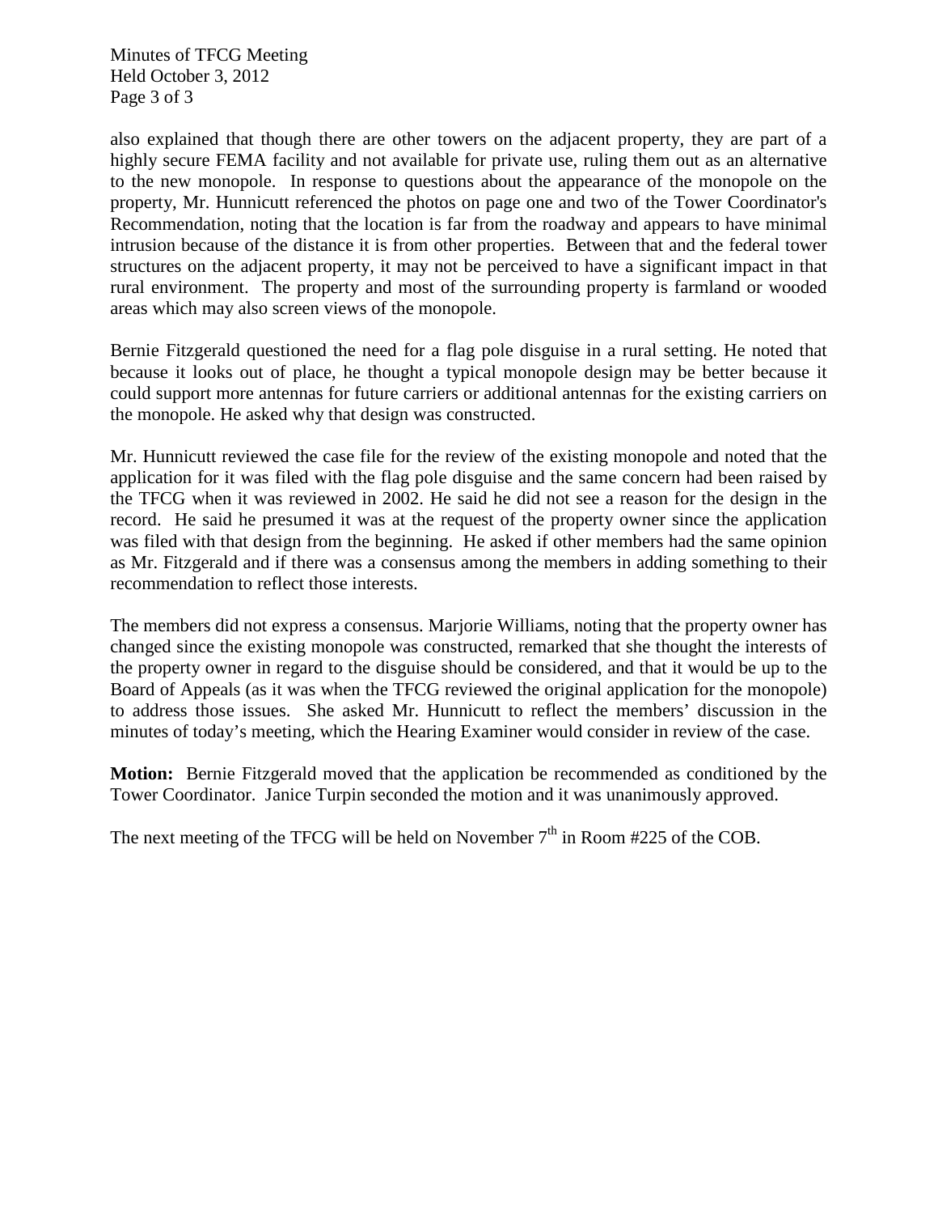also explained that though there are other towers on the adjacent property, they are part of a highly secure FEMA facility and not available for private use, ruling them out as an alternative to the new monopole. In response to questions about the appearance of the monopole on the property, Mr. Hunnicutt referenced the photos on page one and two of the Tower Coordinator's Recommendation, noting that the location is far from the roadway and appears to have minimal intrusion because of the distance it is from other properties. Between that and the federal tower structures on the adjacent property, it may not be perceived to have a significant impact in that rural environment. The property and most of the surrounding property is farmland or wooded areas which may also screen views of the monopole.

Bernie Fitzgerald questioned the need for a flag pole disguise in a rural setting. He noted that because it looks out of place, he thought a typical monopole design may be better because it could support more antennas for future carriers or additional antennas for the existing carriers on the monopole. He asked why that design was constructed.

Mr. Hunnicutt reviewed the case file for the review of the existing monopole and noted that the application for it was filed with the flag pole disguise and the same concern had been raised by the TFCG when it was reviewed in 2002. He said he did not see a reason for the design in the record. He said he presumed it was at the request of the property owner since the application was filed with that design from the beginning. He asked if other members had the same opinion as Mr. Fitzgerald and if there was a consensus among the members in adding something to their recommendation to reflect those interests.

The members did not express a consensus. Marjorie Williams, noting that the property owner has changed since the existing monopole was constructed, remarked that she thought the interests of the property owner in regard to the disguise should be considered, and that it would be up to the Board of Appeals (as it was when the TFCG reviewed the original application for the monopole) to address those issues. She asked Mr. Hunnicutt to reflect the members' discussion in the minutes of today's meeting, which the Hearing Examiner would consider in review of the case.

**Motion:** Bernie Fitzgerald moved that the application be recommended as conditioned by the Tower Coordinator. Janice Turpin seconded the motion and it was unanimously approved.

The next meeting of the TFCG will be held on November 7th in Room #225 of the COB.